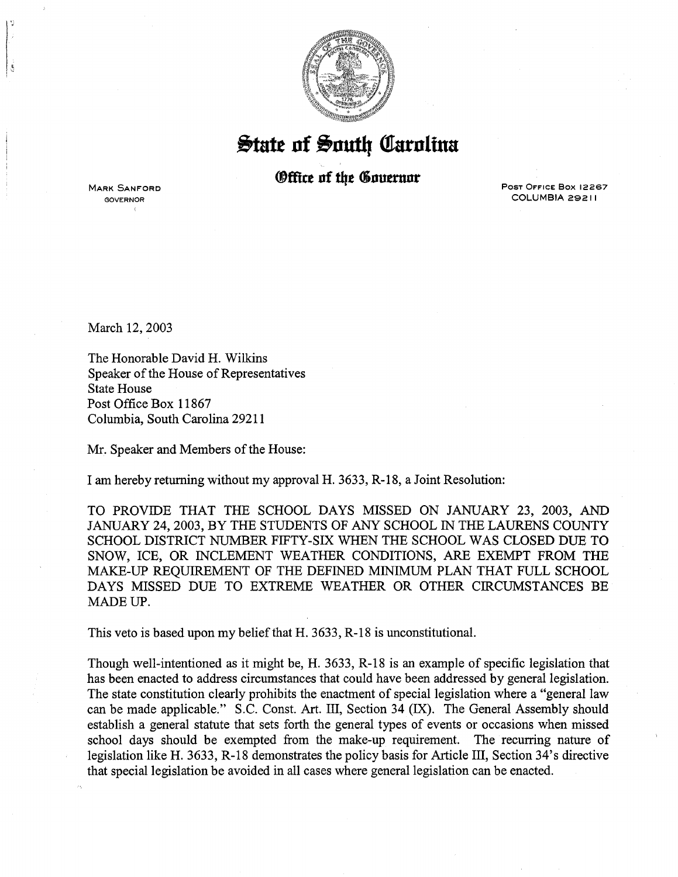# State of South Carolina

## Office of the Governor

MARK SANFORD
GOVERNOR

POST OFFICE BOX 12267
COLUMBIA 29211

March 12, 2003

The Honorable David H. Wilkins
Speaker of the House of Representatives
State House
Post Office Box 11867
Columbia, South Carolina 29211

Mr. Speaker and Members of the House:

I am hereby returning without my approval H. 3633, R-18, a Joint Resolution:

TO PROVIDE THAT THE SCHOOL DAYS MISSED ON JANUARY 23, 2003, AND JANUARY 24, 2003, BY THE STUDENTS OF ANY SCHOOL IN THE LAURENS COUNTY SCHOOL DISTRICT NUMBER FIFTY-SIX WHEN THE SCHOOL WAS CLOSED DUE TO SNOW, ICE, OR INCLEMENT WEATHER CONDITIONS, ARE EXEMPT FROM THE MAKE-UP REQUIREMENT OF THE DEFINED MINIMUM PLAN THAT FULL SCHOOL DAYS MISSED DUE TO EXTREME WEATHER OR OTHER CIRCUMSTANCES BE MADE UP.

This veto is based upon my belief that H. 3633, R-18 is unconstitutional.

Though well-intentioned as it might be, H. 3633, R-18 is an example of specific legislation that has been enacted to address circumstances that could have been addressed by general legislation. The state constitution clearly prohibits the enactment of special legislation where a "general law can be made applicable." S.C. Const. Art. III, Section 34 (IX). The General Assembly should establish a general statute that sets forth the general types of events or occasions when missed school days should be exempted from the make-up requirement. The recurring nature of legislation like H. 3633, R-18 demonstrates the policy basis for Article III, Section 34's directive that special legislation be avoided in all cases where general legislation can be enacted.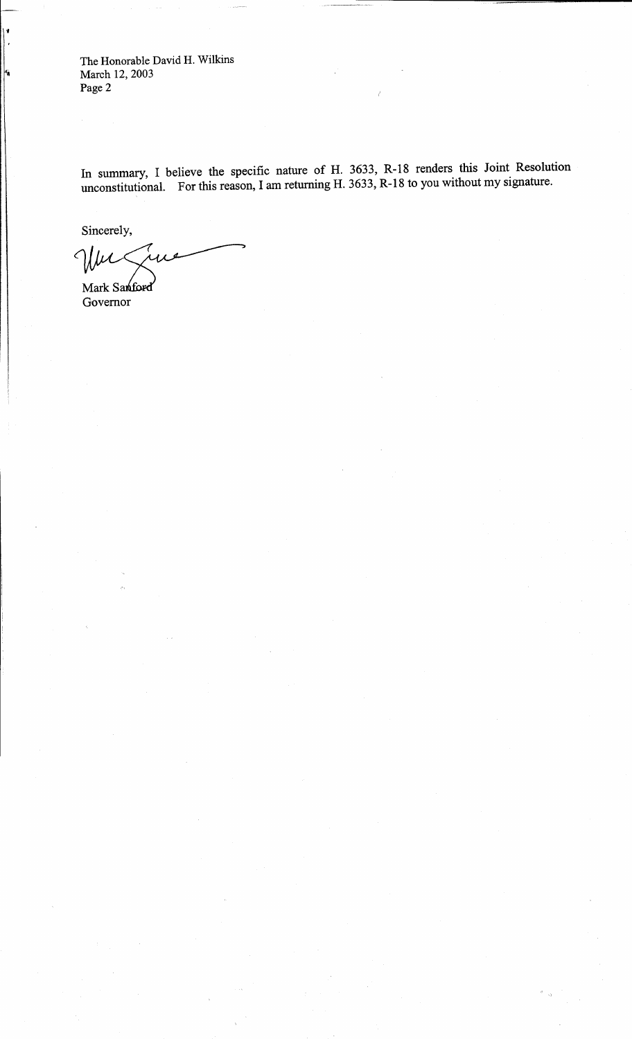In summary, I believe the specific nature of H. 3633, R-18 renders this Joint Resolution unconstitutional. For this reason, I am returning H. 3633, R-18 to you without my signature.

Sincerely,

Mark Sanford
Governor